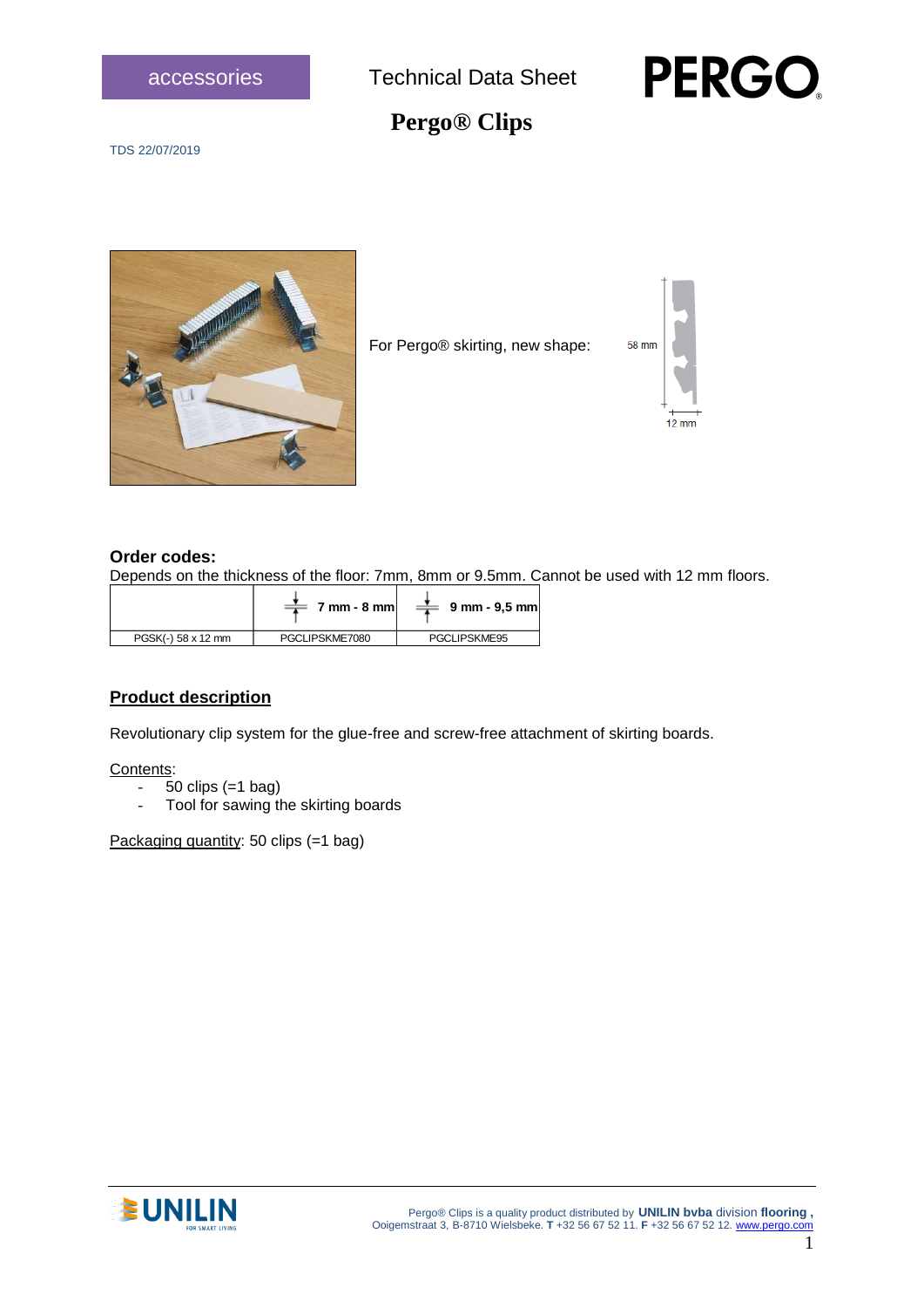accessories

Technical Data Sheet

PERGO

# Pergo® Clips

TDS 22/07/2019

For Pergo® skirting, new shape:

58 mm

12 mm

**Order codes:**

Depends on the thickness of the floor: 7mm, 8mm or 9.5mm. Cannot be used with 12 mm floors.

| | 7 mm - 8 mm | 9 mm - 9,5 mm |
|---|---|---|
| PGSK(-) 58 x 12 mm | PGCLIPSKME7080 | PGCLIPSKME95 |

## Product description

Revolutionary clip system for the glue-free and screw-free attachment of skirting boards.

Contents:

- 50 clips (=1 bag)
- Tool for sawing the skirting boards

Packaging quantity: 50 clips (=1 bag)

UNILIN FOR SMART LIVING

Pergo® Clips is a quality product distributed by **UNILIN bvba** division **flooring ,** Ooigemstraat 3, B-8710 Wielsbeke. **T** +32 56 67 52 11. **F** +32 56 67 52 12. www.pergo.com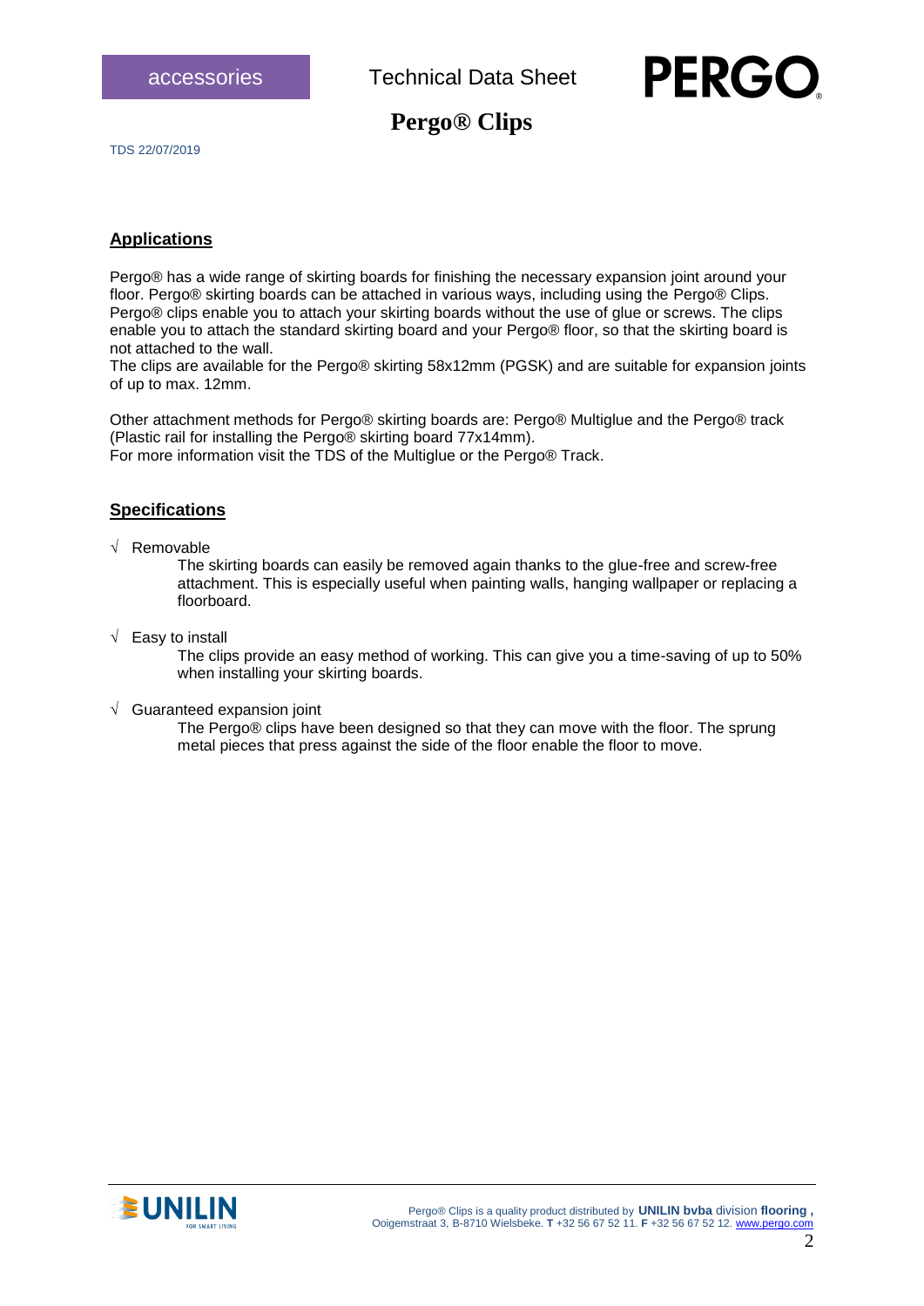# Pergo® Clips

TDS 22/07/2019

## Applications

Pergo® has a wide range of skirting boards for finishing the necessary expansion joint around your floor. Pergo® skirting boards can be attached in various ways, including using the Pergo® Clips. Pergo® clips enable you to attach your skirting boards without the use of glue or screws. The clips enable you to attach the standard skirting board and your Pergo® floor, so that the skirting board is not attached to the wall.
The clips are available for the Pergo® skirting 58x12mm (PGSK) and are suitable for expansion joints of up to max. 12mm.

Other attachment methods for Pergo® skirting boards are: Pergo® Multiglue and the Pergo® track (Plastic rail for installing the Pergo® skirting board 77x14mm).
For more information visit the TDS of the Multiglue or the Pergo® Track.

## Specifications

√ Removable

The skirting boards can easily be removed again thanks to the glue-free and screw-free attachment. This is especially useful when painting walls, hanging wallpaper or replacing a floorboard.

√ Easy to install

The clips provide an easy method of working. This can give you a time-saving of up to 50% when installing your skirting boards.

√ Guaranteed expansion joint

The Pergo® clips have been designed so that they can move with the floor. The sprung metal pieces that press against the side of the floor enable the floor to move.

Pergo® Clips is a quality product distributed by **UNILIN bvba** division **flooring ,**
Ooigemstraat 3, B-8710 Wielsbeke. **T** +32 56 67 52 11. **F** +32 56 67 52 12. www.pergo.com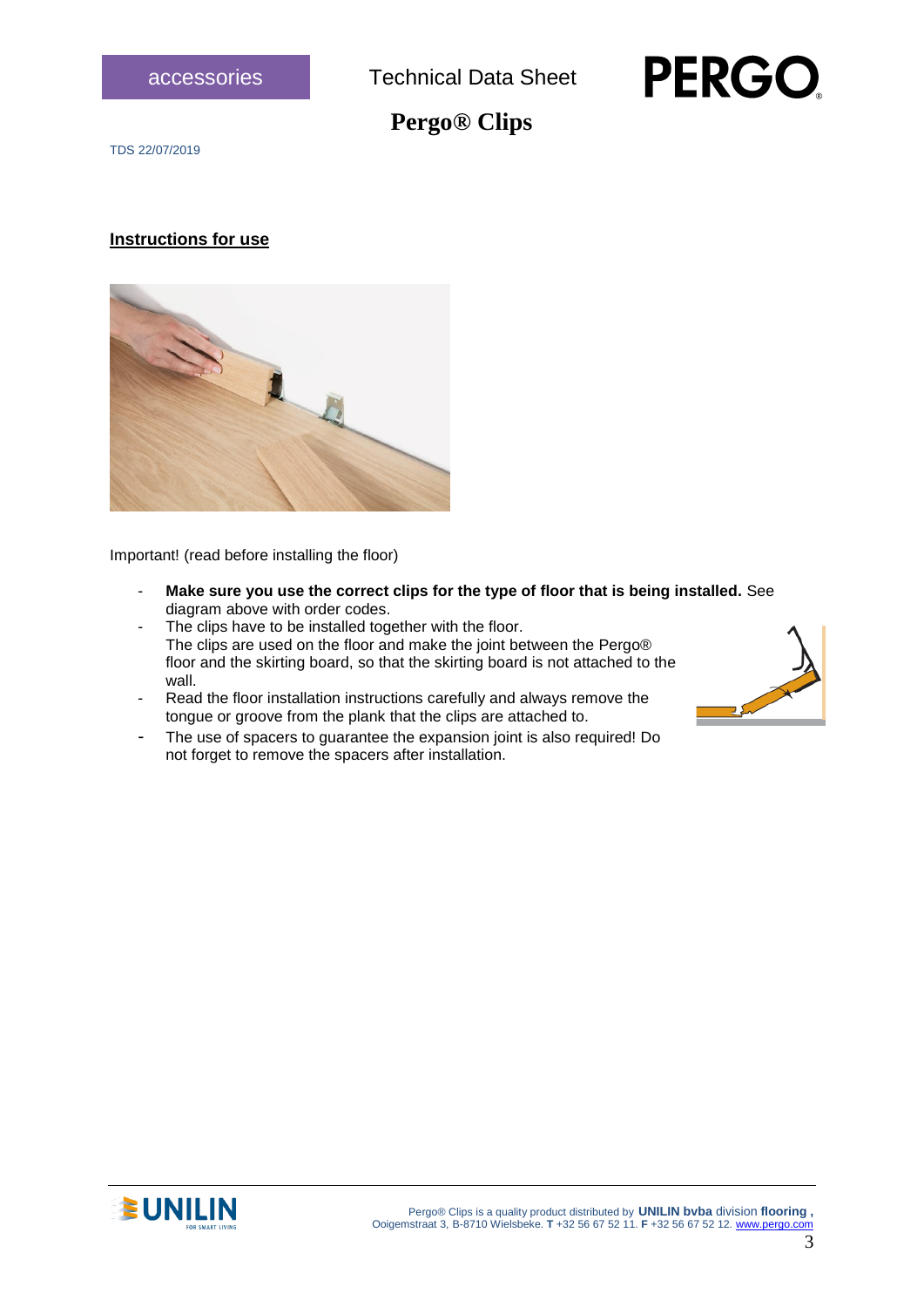## Instructions for use

Important! (read before installing the floor)

- **Make sure you use the correct clips for the type of floor that is being installed.** See diagram above with order codes.
- The clips have to be installed together with the floor. The clips are used on the floor and make the joint between the Pergo® floor and the skirting board, so that the skirting board is not attached to the wall.
- Read the floor installation instructions carefully and always remove the tongue or groove from the plank that the clips are attached to.
- The use of spacers to guarantee the expansion joint is also required! Do not forget to remove the spacers after installation.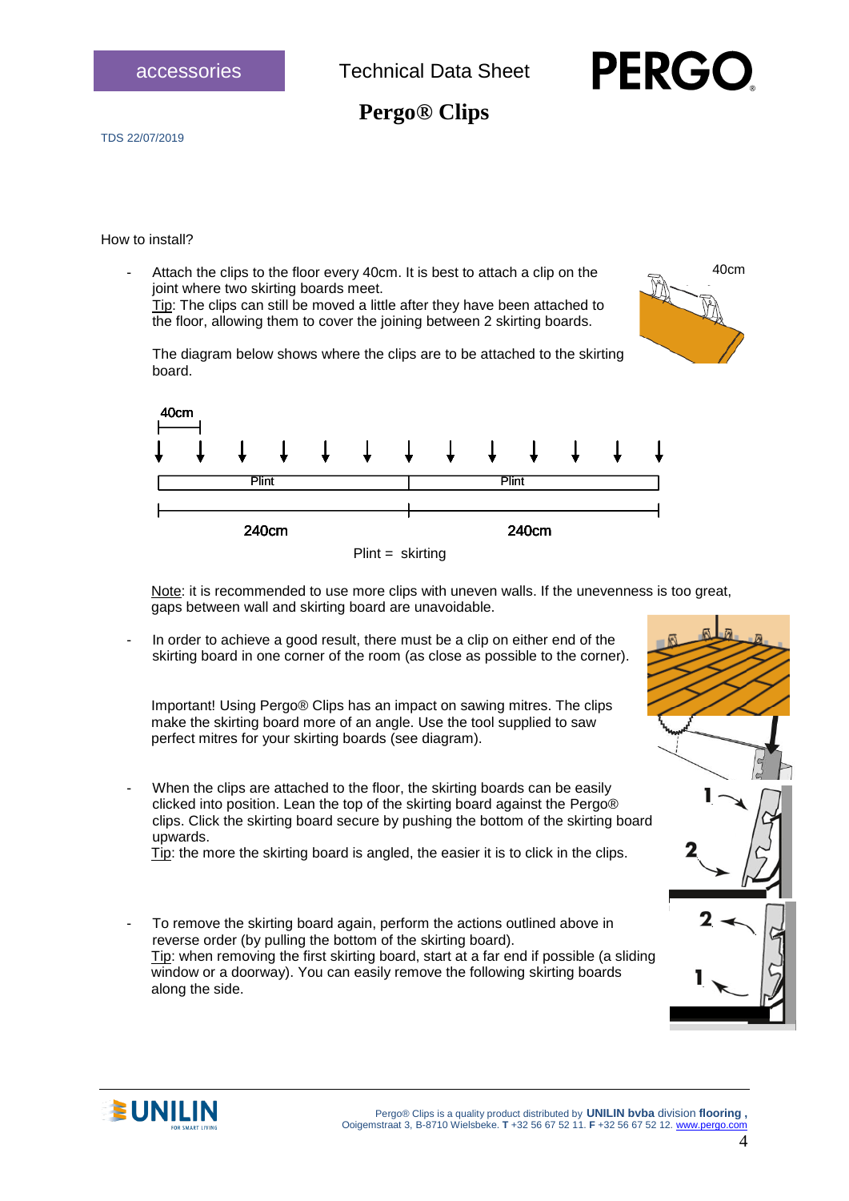# Pergo® Clips

TDS 22/07/2019

How to install?

- Attach the clips to the floor every 40cm. It is best to attach a clip on the joint where two skirting boards meet.
  Tip: The clips can still be moved a little after they have been attached to the floor, allowing them to cover the joining between 2 skirting boards.

  The diagram below shows where the clips are to be attached to the skirting board.

40cm

40cm

Plint

Plint

240cm

240cm

Plint = skirting

Note: it is recommended to use more clips with uneven walls. If the unevenness is too great, gaps between wall and skirting board are unavoidable.

- In order to achieve a good result, there must be a clip on either end of the skirting board in one corner of the room (as close as possible to the corner).

  Important! Using Pergo® Clips has an impact on sawing mitres. The clips make the skirting board more of an angle. Use the tool supplied to saw perfect mitres for your skirting boards (see diagram).

- When the clips are attached to the floor, the skirting boards can be easily clicked into position. Lean the top of the skirting board against the Pergo® clips. Click the skirting board secure by pushing the bottom of the skirting board upwards.
  Tip: the more the skirting board is angled, the easier it is to click in the clips.

- To remove the skirting board again, perform the actions outlined above in reverse order (by pulling the bottom of the skirting board).
  Tip: when removing the first skirting board, start at a far end if possible (a sliding window or a doorway). You can easily remove the following skirting boards along the side.

Pergo® Clips is a quality product distributed by **UNILIN bvba** division **flooring ,** Ooigemstraat 3, B-8710 Wielsbeke. **T** +32 56 67 52 11. **F** +32 56 67 52 12. www.pergo.com